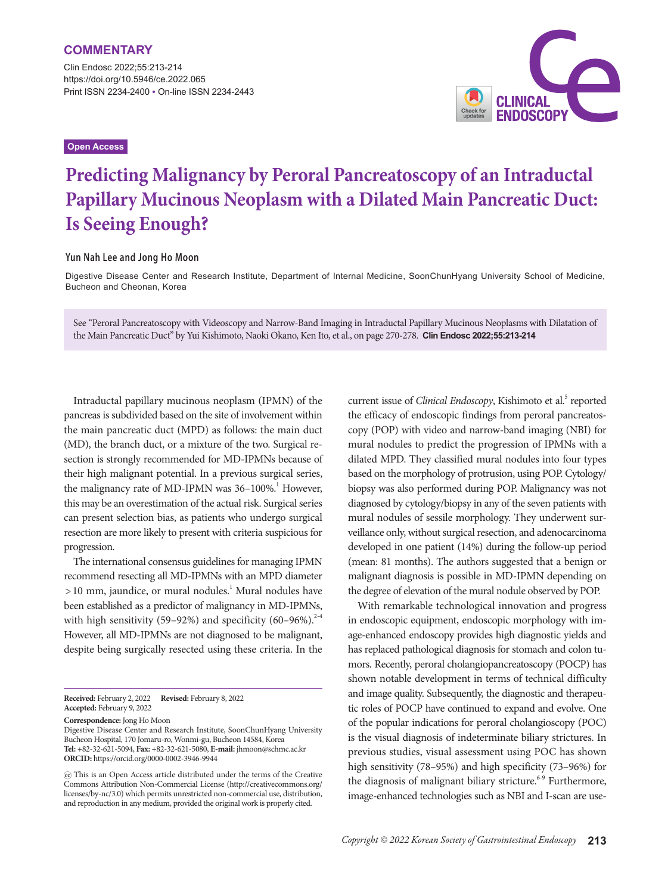**COMMENTARY**

Clin Endosc 2022;55:213-214
https://doi.org/10.5946/ce.2022.065
Print ISSN 2234-2400 • On-line ISSN 2234-2443

**Open Access**

# Predicting Malignancy by Peroral Pancreatoscopy of an Intraductal Papillary Mucinous Neoplasm with a Dilated Main Pancreatic Duct: Is Seeing Enough?

**Yun Nah Lee and Jong Ho Moon**

Digestive Disease Center and Research Institute, Department of Internal Medicine, SoonChunHyang University School of Medicine, Bucheon and Cheonan, Korea

See "Peroral Pancreatoscopy with Videoscopy and Narrow-Band Imaging in Intraductal Papillary Mucinous Neoplasms with Dilatation of the Main Pancreatic Duct" by Yui Kishimoto, Naoki Okano, Ken Ito, et al., on page 270-278. **Clin Endosc 2022;55:213-214**

Intraductal papillary mucinous neoplasm (IPMN) of the pancreas is subdivided based on the site of involvement within the main pancreatic duct (MPD) as follows: the main duct (MD), the branch duct, or a mixture of the two. Surgical resection is strongly recommended for MD-IPMNs because of their high malignant potential. In a previous surgical series, the malignancy rate of MD-IPMN was 36–100%.[1] However, this may be an overestimation of the actual risk. Surgical series can present selection bias, as patients who undergo surgical resection are more likely to present with criteria suspicious for progression.

The international consensus guidelines for managing IPMN recommend resecting all MD-IPMNs with an MPD diameter >10 mm, jaundice, or mural nodules.[1] Mural nodules have been established as a predictor of malignancy in MD-IPMNs, with high sensitivity (59–92%) and specificity (60–96%).[2-4] However, all MD-IPMNs are not diagnosed to be malignant, despite being surgically resected using these criteria. In the current issue of *Clinical Endoscopy*, Kishimoto et al.[5] reported the efficacy of endoscopic findings from peroral pancreatoscopy (POP) with video and narrow-band imaging (NBI) for mural nodules to predict the progression of IPMNs with a dilated MPD. They classified mural nodules into four types based on the morphology of protrusion, using POP. Cytology/biopsy was also performed during POP. Malignancy was not diagnosed by cytology/biopsy in any of the seven patients with mural nodules of sessile morphology. They underwent surveillance only, without surgical resection, and adenocarcinoma developed in one patient (14%) during the follow-up period (mean: 81 months). The authors suggested that a benign or malignant diagnosis is possible in MD-IPMN depending on the degree of elevation of the mural nodule observed by POP.

With remarkable technological innovation and progress in endoscopic equipment, endoscopic morphology with image-enhanced endoscopy provides high diagnostic yields and has replaced pathological diagnosis for stomach and colon tumors. Recently, peroral cholangiopancreatoscopy (POCP) has shown notable development in terms of technical difficulty and image quality. Subsequently, the diagnostic and therapeutic roles of POCP have continued to expand and evolve. One of the popular indications for peroral cholangioscopy (POC) is the visual diagnosis of indeterminate biliary strictures. In previous studies, visual assessment using POC has shown high sensitivity (78–95%) and high specificity (73–96%) for the diagnosis of malignant biliary stricture.[6-9] Furthermore, image-enhanced technologies such as NBI and I-scan are use-

**Received:** February 2, 2022 **Revised:** February 8, 2022
**Accepted:** February 9, 2022

**Correspondence:** Jong Ho Moon
Digestive Disease Center and Research Institute, SoonChunHyang University Bucheon Hospital, 170 Jomaru-ro, Wonmi-gu, Bucheon 14584, Korea
**Tel:** +82-32-621-5094, **Fax:** +82-32-621-5080, **E-mail:** jhmoon@schmc.ac.kr
**ORCID:** https://orcid.org/0000-0002-3946-9944

This is an Open Access article distributed under the terms of the Creative Commons Attribution Non-Commercial License (http://creativecommons.org/licenses/by-nc/3.0) which permits unrestricted non-commercial use, distribution, and reproduction in any medium, provided the original work is properly cited.

*Copyright © 2022 Korean Society of Gastrointestinal Endoscopy*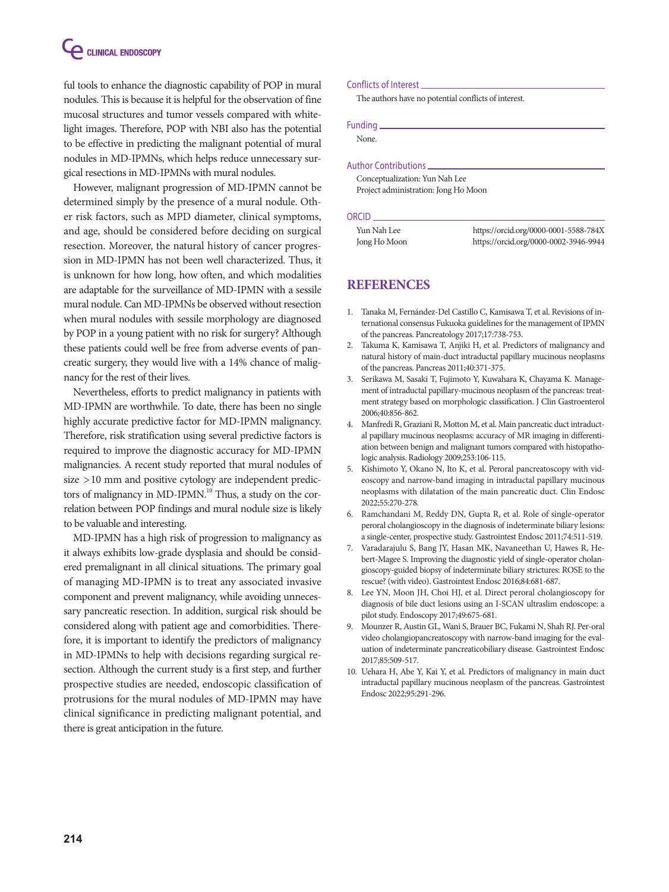ful tools to enhance the diagnostic capability of POP in mural nodules. This is because it is helpful for the observation of fine mucosal structures and tumor vessels compared with white-light images. Therefore, POP with NBI also has the potential to be effective in predicting the malignant potential of mural nodules in MD-IPMNs, which helps reduce unnecessary surgical resections in MD-IPMNs with mural nodules.

However, malignant progression of MD-IPMN cannot be determined simply by the presence of a mural nodule. Other risk factors, such as MPD diameter, clinical symptoms, and age, should be considered before deciding on surgical resection. Moreover, the natural history of cancer progression in MD-IPMN has not been well characterized. Thus, it is unknown for how long, how often, and which modalities are adaptable for the surveillance of MD-IPMN with a sessile mural nodule. Can MD-IPMNs be observed without resection when mural nodules with sessile morphology are diagnosed by POP in a young patient with no risk for surgery? Although these patients could well be free from adverse events of pancreatic surgery, they would live with a 14% chance of malignancy for the rest of their lives.

Nevertheless, efforts to predict malignancy in patients with MD-IPMN are worthwhile. To date, there has been no single highly accurate predictive factor for MD-IPMN malignancy. Therefore, risk stratification using several predictive factors is required to improve the diagnostic accuracy for MD-IPMN malignancies. A recent study reported that mural nodules of size >10 mm and positive cytology are independent predictors of malignancy in MD-IPMN.[10] Thus, a study on the correlation between POP findings and mural nodule size is likely to be valuable and interesting.

MD-IPMN has a high risk of progression to malignancy as it always exhibits low-grade dysplasia and should be considered premalignant in all clinical situations. The primary goal of managing MD-IPMN is to treat any associated invasive component and prevent malignancy, while avoiding unnecessary pancreatic resection. In addition, surgical risk should be considered along with patient age and comorbidities. Therefore, it is important to identify the predictors of malignancy in MD-IPMNs to help with decisions regarding surgical resection. Although the current study is a first step, and further prospective studies are needed, endoscopic classification of protrusions for the mural nodules of MD-IPMN may have clinical significance in predicting malignant potential, and there is great anticipation in the future.

### Conflicts of Interest

The authors have no potential conflicts of interest.

### Funding

None.

### Author Contributions

Conceptualization: Yun Nah Lee
Project administration: Jong Ho Moon

### ORCID

Yun Nah Lee https://orcid.org/0000-0001-5588-784X
Jong Ho Moon https://orcid.org/0000-0002-3946-9944

## REFERENCES

1. Tanaka M, Fernández-Del Castillo C, Kamisawa T, et al. Revisions of international consensus Fukuoka guidelines for the management of IPMN of the pancreas. Pancreatology 2017;17:738-753.
2. Takuma K, Kamisawa T, Anjiki H, et al. Predictors of malignancy and natural history of main-duct intraductal papillary mucinous neoplasms of the pancreas. Pancreas 2011;40:371-375.
3. Serikawa M, Sasaki T, Fujimoto Y, Kuwahara K, Chayama K. Management of intraductal papillary-mucinous neoplasm of the pancreas: treatment strategy based on morphologic classification. J Clin Gastroenterol 2006;40:856-862.
4. Manfredi R, Graziani R, Motton M, et al. Main pancreatic duct intraductal papillary mucinous neoplasms: accuracy of MR imaging in differentiation between benign and malignant tumors compared with histopathologic analysis. Radiology 2009;253:106-115.
5. Kishimoto Y, Okano N, Ito K, et al. Peroral pancreatoscopy with videoscopy and narrow-band imaging in intraductal papillary mucinous neoplasms with dilatation of the main pancreatic duct. Clin Endosc 2022;55:270-278.
6. Ramchandani M, Reddy DN, Gupta R, et al. Role of single-operator peroral cholangioscopy in the diagnosis of indeterminate biliary lesions: a single-center, prospective study. Gastrointest Endosc 2011;74:511-519.
7. Varadarajulu S, Bang JY, Hasan MK, Navaneethan U, Hawes R, Hebert-Magee S. Improving the diagnostic yield of single-operator cholangioscopy-guided biopsy of indeterminate biliary strictures: ROSE to the rescue? (with video). Gastrointest Endosc 2016;84:681-687.
8. Lee YN, Moon JH, Choi HJ, et al. Direct peroral cholangioscopy for diagnosis of bile duct lesions using an I-SCAN ultraslim endoscope: a pilot study. Endoscopy 2017;49:675-681.
9. Mounzer R, Austin GL, Wani S, Brauer BC, Fukami N, Shah RJ. Per-oral video cholangiopancreatoscopy with narrow-band imaging for the evaluation of indeterminate pancreaticobiliary disease. Gastrointest Endosc 2017;85:509-517.
10. Uehara H, Abe Y, Kai Y, et al. Predictors of malignancy in main duct intraductal papillary mucinous neoplasm of the pancreas. Gastrointest Endosc 2022;95:291-296.